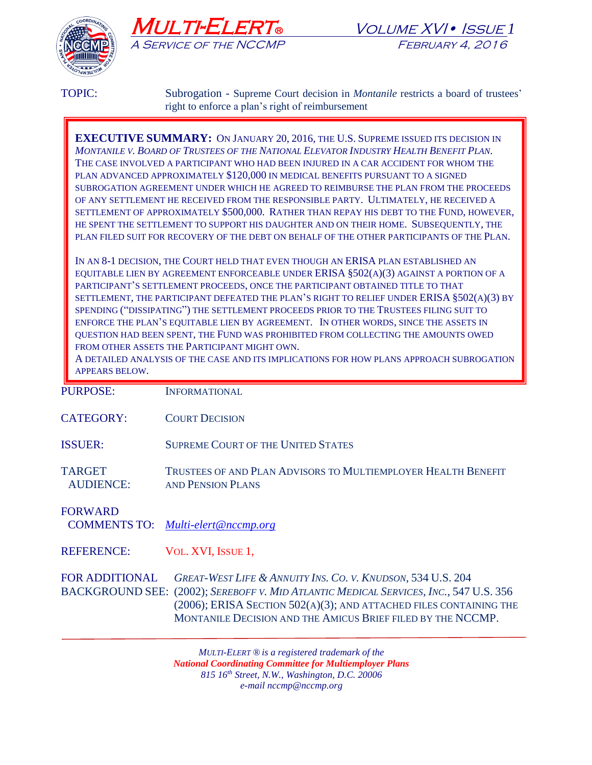# MULTI-ELERT®

*A Service of the NCCMP*

VOLUME XVI • ISSUE 1
FEBRUARY 4, 2016

TOPIC: Subrogation - Supreme Court decision in *Montanile* restricts a board of trustees' right to enforce a plan's right of reimbursement

**EXECUTIVE SUMMARY:** ON JANUARY 20, 2016, THE U.S. SUPREME ISSUED ITS DECISION IN *MONTANILE V. BOARD OF TRUSTEES OF THE NATIONAL ELEVATOR INDUSTRY HEALTH BENEFIT PLAN*. THE CASE INVOLVED A PARTICIPANT WHO HAD BEEN INJURED IN A CAR ACCIDENT FOR WHOM THE PLAN ADVANCED APPROXIMATELY $120,000 IN MEDICAL BENEFITS PURSUANT TO A SIGNED SUBROGATION AGREEMENT UNDER WHICH HE AGREED TO REIMBURSE THE PLAN FROM THE PROCEEDS OF ANY SETTLEMENT HE RECEIVED FROM THE RESPONSIBLE PARTY. ULTIMATELY, HE RECEIVED A SETTLEMENT OF APPROXIMATELY $500,000. RATHER THAN REPAY HIS DEBT TO THE FUND, HOWEVER, HE SPENT THE SETTLEMENT TO SUPPORT HIS DAUGHTER AND ON THEIR HOME. SUBSEQUENTLY, THE PLAN FILED SUIT FOR RECOVERY OF THE DEBT ON BEHALF OF THE OTHER PARTICIPANTS OF THE PLAN.

IN AN 8-1 DECISION, THE COURT HELD THAT EVEN THOUGH AN ERISA PLAN ESTABLISHED AN EQUITABLE LIEN BY AGREEMENT ENFORCEABLE UNDER ERISA §502(A)(3) AGAINST A PORTION OF A PARTICIPANT'S SETTLEMENT PROCEEDS, ONCE THE PARTICIPANT OBTAINED TITLE TO THAT SETTLEMENT, THE PARTICIPANT DEFEATED THE PLAN'S RIGHT TO RELIEF UNDER ERISA §502(A)(3) BY SPENDING ("DISSIPATING") THE SETTLEMENT PROCEEDS PRIOR TO THE TRUSTEES FILING SUIT TO ENFORCE THE PLAN'S EQUITABLE LIEN BY AGREEMENT. IN OTHER WORDS, SINCE THE ASSETS IN QUESTION HAD BEEN SPENT, THE FUND WAS PROHIBITED FROM COLLECTING THE AMOUNTS OWED FROM OTHER ASSETS THE PARTICIPANT MIGHT OWN.

A DETAILED ANALYSIS OF THE CASE AND ITS IMPLICATIONS FOR HOW PLANS APPROACH SUBROGATION APPEARS BELOW.

PURPOSE: INFORMATIONAL

CATEGORY: COURT DECISION

ISSUER: SUPREME COURT OF THE UNITED STATES

TARGET AUDIENCE: TRUSTEES OF AND PLAN ADVISORS TO MULTIEMPLOYER HEALTH BENEFIT AND PENSION PLANS

FORWARD COMMENTS TO: *Multi-elert@nccmp.org*

REFERENCE: VOL. XVI, ISSUE 1,

FOR ADDITIONAL BACKGROUND SEE: *GREAT-WEST LIFE & ANNUITY INS. CO. V. KNUDSON*, 534 U.S. 204 (2002); *SEREBOFF V. MID ATLANTIC MEDICAL SERVICES, INC.*, 547 U.S. 356 (2006); ERISA SECTION 502(A)(3); AND ATTACHED FILES CONTAINING THE MONTANILE DECISION AND THE AMICUS BRIEF FILED BY THE NCCMP.

*MULTI-ELERT ® is a registered trademark of the*
***National Coordinating Committee for Multiemployer Plans***
*815 16th Street, N.W., Washington, D.C. 20006*
*e-mail nccmp@nccmp.org*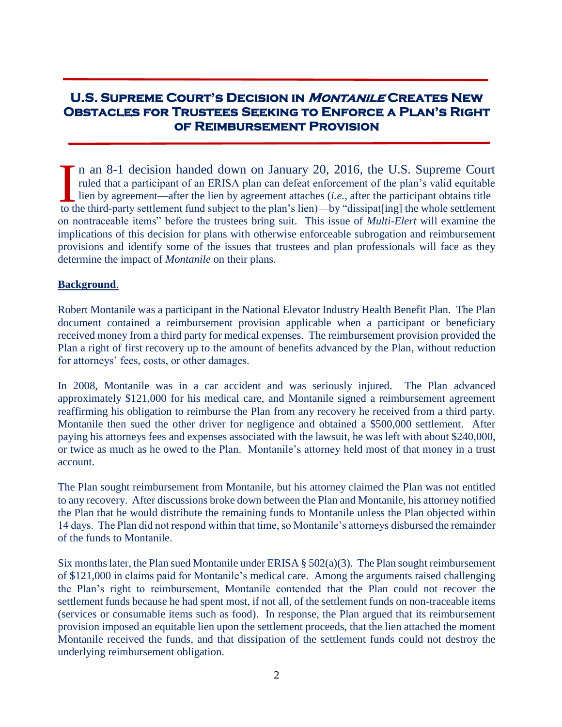## U.S. Supreme Court's Decision in *Montanile* Creates New Obstacles for Trustees Seeking to Enforce a Plan's Right of Reimbursement Provision

In an 8-1 decision handed down on January 20, 2016, the U.S. Supreme Court ruled that a participant of an ERISA plan can defeat enforcement of the plan's valid equitable lien by agreement—after the lien by agreement attaches (*i.e.*, after the participant obtains title to the third-party settlement fund subject to the plan's lien)—by "dissipat[ing] the whole settlement on nontraceable items" before the trustees bring suit. This issue of *Multi-Elert* will examine the implications of this decision for plans with otherwise enforceable subrogation and reimbursement provisions and identify some of the issues that trustees and plan professionals will face as they determine the impact of *Montanile* on their plans.

**Background**.

Robert Montanile was a participant in the National Elevator Industry Health Benefit Plan. The Plan document contained a reimbursement provision applicable when a participant or beneficiary received money from a third party for medical expenses. The reimbursement provision provided the Plan a right of first recovery up to the amount of benefits advanced by the Plan, without reduction for attorneys' fees, costs, or other damages.

In 2008, Montanile was in a car accident and was seriously injured. The Plan advanced approximately $121,000 for his medical care, and Montanile signed a reimbursement agreement reaffirming his obligation to reimburse the Plan from any recovery he received from a third party. Montanile then sued the other driver for negligence and obtained a $500,000 settlement. After paying his attorneys fees and expenses associated with the lawsuit, he was left with about $240,000, or twice as much as he owed to the Plan. Montanile's attorney held most of that money in a trust account.

The Plan sought reimbursement from Montanile, but his attorney claimed the Plan was not entitled to any recovery. After discussions broke down between the Plan and Montanile, his attorney notified the Plan that he would distribute the remaining funds to Montanile unless the Plan objected within 14 days. The Plan did not respond within that time, so Montanile's attorneys disbursed the remainder of the funds to Montanile.

Six months later, the Plan sued Montanile under ERISA § 502(a)(3). The Plan sought reimbursement of $121,000 in claims paid for Montanile's medical care. Among the arguments raised challenging the Plan's right to reimbursement, Montanile contended that the Plan could not recover the settlement funds because he had spent most, if not all, of the settlement funds on non-traceable items (services or consumable items such as food). In response, the Plan argued that its reimbursement provision imposed an equitable lien upon the settlement proceeds, that the lien attached the moment Montanile received the funds, and that dissipation of the settlement funds could not destroy the underlying reimbursement obligation.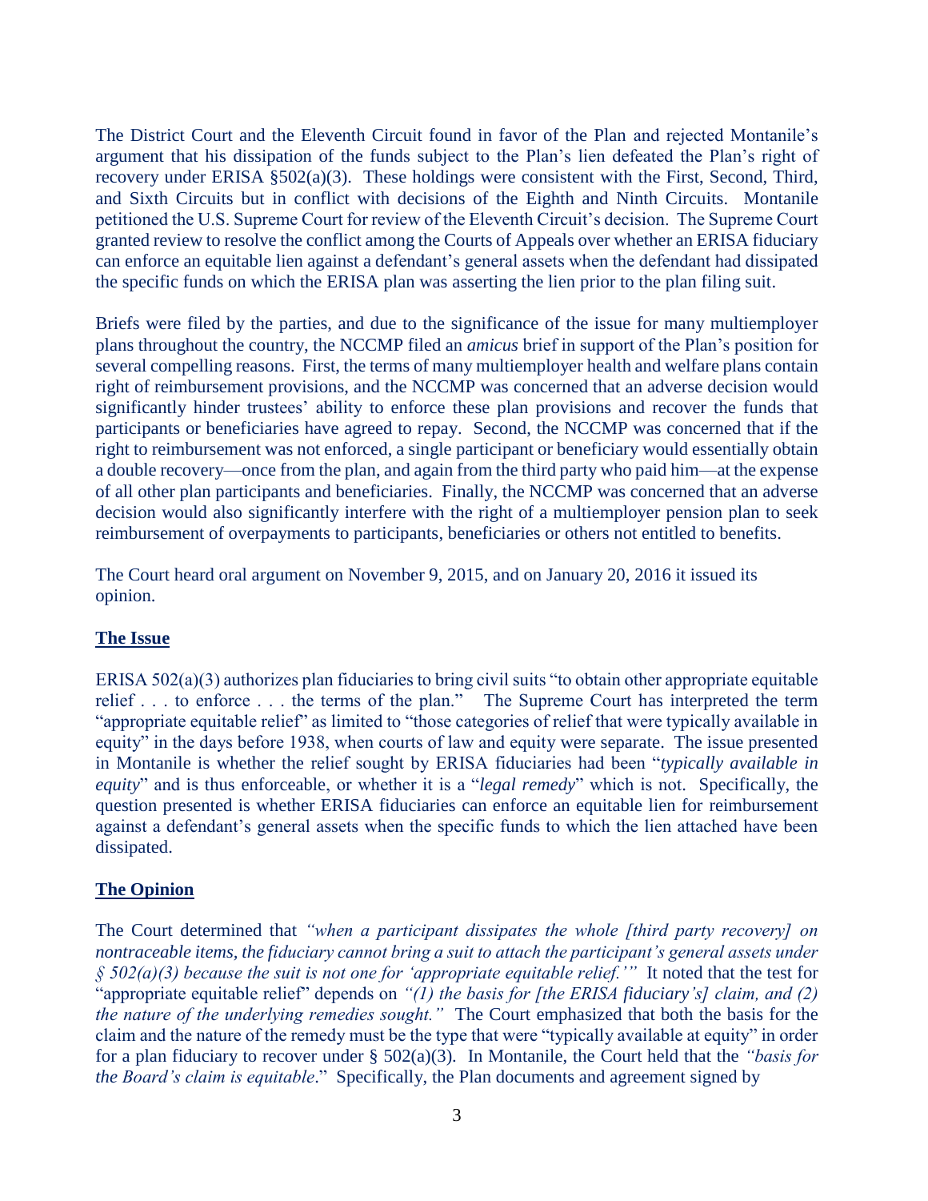The District Court and the Eleventh Circuit found in favor of the Plan and rejected Montanile's argument that his dissipation of the funds subject to the Plan's lien defeated the Plan's right of recovery under ERISA §502(a)(3). These holdings were consistent with the First, Second, Third, and Sixth Circuits but in conflict with decisions of the Eighth and Ninth Circuits. Montanile petitioned the U.S. Supreme Court for review of the Eleventh Circuit's decision. The Supreme Court granted review to resolve the conflict among the Courts of Appeals over whether an ERISA fiduciary can enforce an equitable lien against a defendant's general assets when the defendant had dissipated the specific funds on which the ERISA plan was asserting the lien prior to the plan filing suit.

Briefs were filed by the parties, and due to the significance of the issue for many multiemployer plans throughout the country, the NCCMP filed an *amicus* brief in support of the Plan's position for several compelling reasons. First, the terms of many multiemployer health and welfare plans contain right of reimbursement provisions, and the NCCMP was concerned that an adverse decision would significantly hinder trustees' ability to enforce these plan provisions and recover the funds that participants or beneficiaries have agreed to repay. Second, the NCCMP was concerned that if the right to reimbursement was not enforced, a single participant or beneficiary would essentially obtain a double recovery—once from the plan, and again from the third party who paid him—at the expense of all other plan participants and beneficiaries. Finally, the NCCMP was concerned that an adverse decision would also significantly interfere with the right of a multiemployer pension plan to seek reimbursement of overpayments to participants, beneficiaries or others not entitled to benefits.

The Court heard oral argument on November 9, 2015, and on January 20, 2016 it issued its opinion.

## The Issue

ERISA 502(a)(3) authorizes plan fiduciaries to bring civil suits "to obtain other appropriate equitable relief . . . to enforce . . . the terms of the plan." The Supreme Court has interpreted the term "appropriate equitable relief" as limited to "those categories of relief that were typically available in equity" in the days before 1938, when courts of law and equity were separate. The issue presented in Montanile is whether the relief sought by ERISA fiduciaries had been "*typically available in equity*" and is thus enforceable, or whether it is a "*legal remedy*" which is not. Specifically, the question presented is whether ERISA fiduciaries can enforce an equitable lien for reimbursement against a defendant's general assets when the specific funds to which the lien attached have been dissipated.

## The Opinion

The Court determined that *"when a participant dissipates the whole [third party recovery] on nontraceable items, the fiduciary cannot bring a suit to attach the participant's general assets under § 502(a)(3) because the suit is not one for 'appropriate equitable relief.'"* It noted that the test for "appropriate equitable relief" depends on *"(1) the basis for [the ERISA fiduciary's] claim, and (2) the nature of the underlying remedies sought."* The Court emphasized that both the basis for the claim and the nature of the remedy must be the type that were "typically available at equity" in order for a plan fiduciary to recover under § 502(a)(3). In Montanile, the Court held that the *"basis for the Board's claim is equitable*." Specifically, the Plan documents and agreement signed by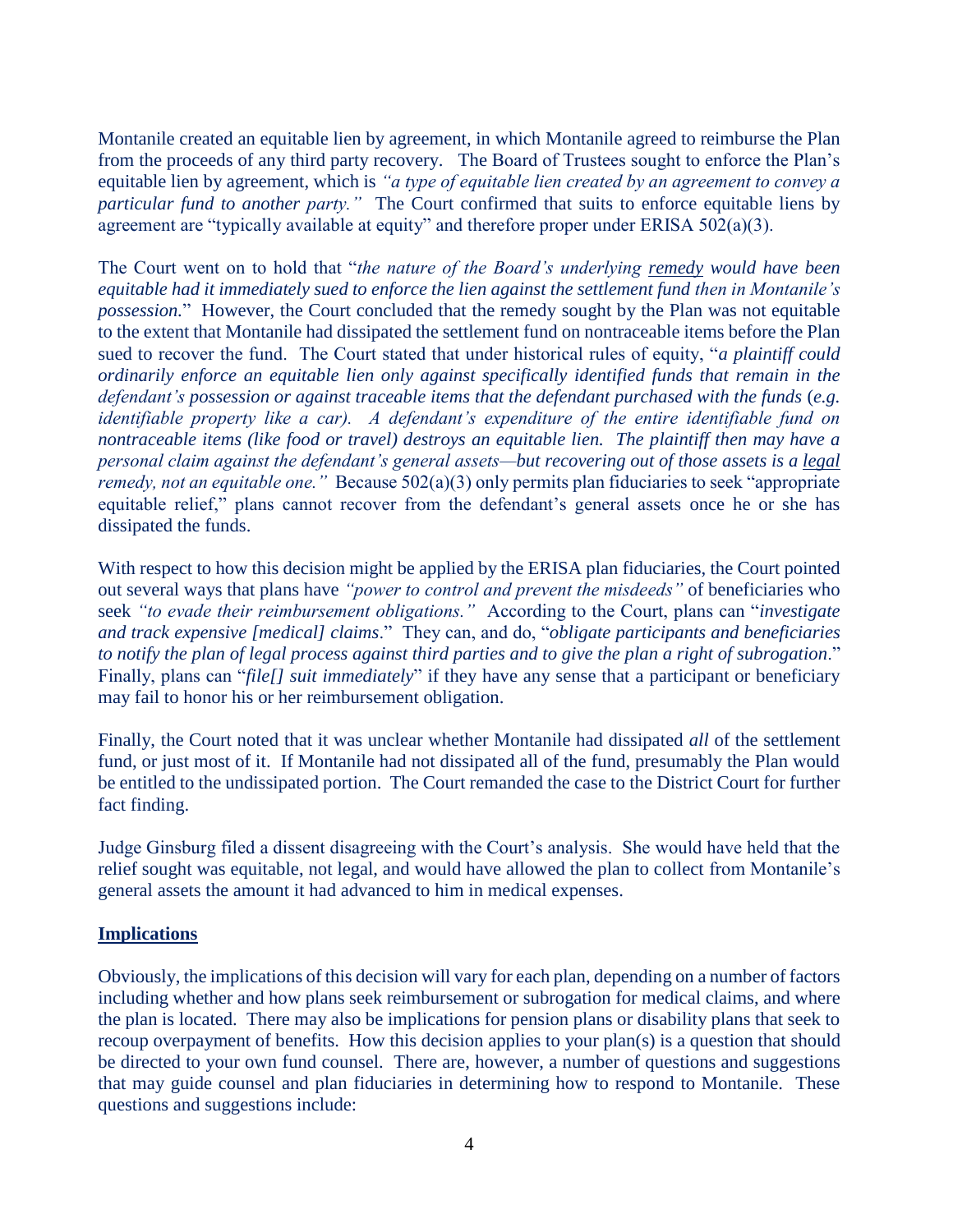Montanile created an equitable lien by agreement, in which Montanile agreed to reimburse the Plan from the proceeds of any third party recovery. The Board of Trustees sought to enforce the Plan's equitable lien by agreement, which is *"a type of equitable lien created by an agreement to convey a particular fund to another party."* The Court confirmed that suits to enforce equitable liens by agreement are "typically available at equity" and therefore proper under ERISA 502(a)(3).

The Court went on to hold that "*the nature of the Board's underlying remedy would have been equitable had it immediately sued to enforce the lien against the settlement fund then in Montanile's possession.*" However, the Court concluded that the remedy sought by the Plan was not equitable to the extent that Montanile had dissipated the settlement fund on nontraceable items before the Plan sued to recover the fund. The Court stated that under historical rules of equity, "*a plaintiff could ordinarily enforce an equitable lien only against specifically identified funds that remain in the defendant's possession or against traceable items that the defendant purchased with the funds (e.g. identifiable property like a car). A defendant's expenditure of the entire identifiable fund on nontraceable items (like food or travel) destroys an equitable lien. The plaintiff then may have a personal claim against the defendant's general assets—but recovering out of those assets is a legal remedy, not an equitable one.*" Because 502(a)(3) only permits plan fiduciaries to seek "appropriate equitable relief," plans cannot recover from the defendant's general assets once he or she has dissipated the funds.

With respect to how this decision might be applied by the ERISA plan fiduciaries, the Court pointed out several ways that plans have *"power to control and prevent the misdeeds"* of beneficiaries who seek *"to evade their reimbursement obligations."* According to the Court, plans can "*investigate and track expensive [medical] claims*." They can, and do, "*obligate participants and beneficiaries to notify the plan of legal process against third parties and to give the plan a right of subrogation*." Finally, plans can "*file[] suit immediately*" if they have any sense that a participant or beneficiary may fail to honor his or her reimbursement obligation.

Finally, the Court noted that it was unclear whether Montanile had dissipated *all* of the settlement fund, or just most of it. If Montanile had not dissipated all of the fund, presumably the Plan would be entitled to the undissipated portion. The Court remanded the case to the District Court for further fact finding.

Judge Ginsburg filed a dissent disagreeing with the Court's analysis. She would have held that the relief sought was equitable, not legal, and would have allowed the plan to collect from Montanile's general assets the amount it had advanced to him in medical expenses.

**Implications**

Obviously, the implications of this decision will vary for each plan, depending on a number of factors including whether and how plans seek reimbursement or subrogation for medical claims, and where the plan is located. There may also be implications for pension plans or disability plans that seek to recoup overpayment of benefits. How this decision applies to your plan(s) is a question that should be directed to your own fund counsel. There are, however, a number of questions and suggestions that may guide counsel and plan fiduciaries in determining how to respond to Montanile. These questions and suggestions include: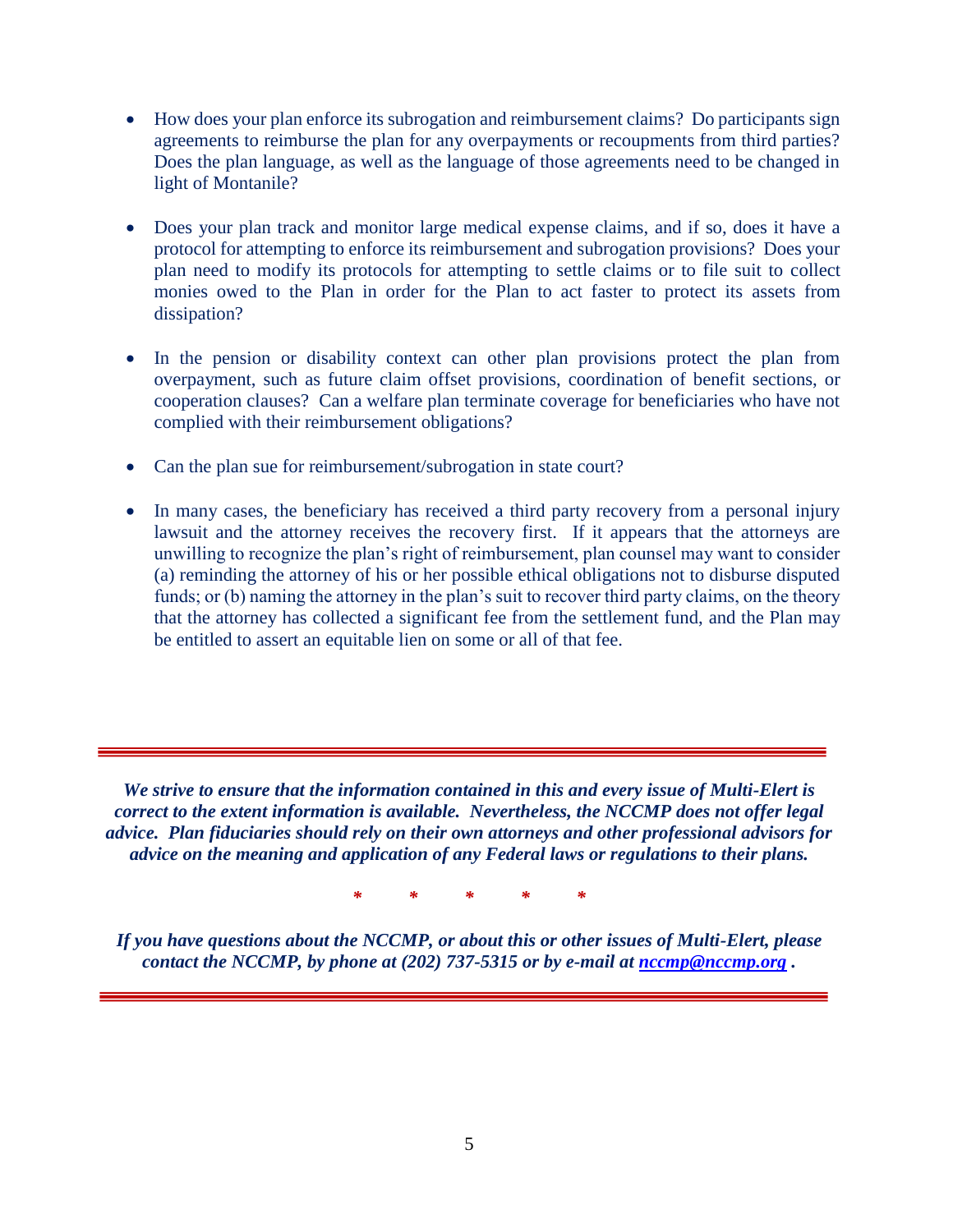- How does your plan enforce its subrogation and reimbursement claims? Do participants sign agreements to reimburse the plan for any overpayments or recoupments from third parties? Does the plan language, as well as the language of those agreements need to be changed in light of Montanile?

- Does your plan track and monitor large medical expense claims, and if so, does it have a protocol for attempting to enforce its reimbursement and subrogation provisions? Does your plan need to modify its protocols for attempting to settle claims or to file suit to collect monies owed to the Plan in order for the Plan to act faster to protect its assets from dissipation?

- In the pension or disability context can other plan provisions protect the plan from overpayment, such as future claim offset provisions, coordination of benefit sections, or cooperation clauses? Can a welfare plan terminate coverage for beneficiaries who have not complied with their reimbursement obligations?

- Can the plan sue for reimbursement/subrogation in state court?

- In many cases, the beneficiary has received a third party recovery from a personal injury lawsuit and the attorney receives the recovery first. If it appears that the attorneys are unwilling to recognize the plan's right of reimbursement, plan counsel may want to consider (a) reminding the attorney of his or her possible ethical obligations not to disburse disputed funds; or (b) naming the attorney in the plan's suit to recover third party claims, on the theory that the attorney has collected a significant fee from the settlement fund, and the Plan may be entitled to assert an equitable lien on some or all of that fee.

---

***We strive to ensure that the information contained in this and every issue of Multi-Elert is correct to the extent information is available. Nevertheless, the NCCMP does not offer legal advice. Plan fiduciaries should rely on their own attorneys and other professional advisors for advice on the meaning and application of any Federal laws or regulations to their plans.***

\* \* \* \* \*

***If you have questions about the NCCMP, or about this or other issues of Multi-Elert, please contact the NCCMP, by phone at (202) 737-5315 or by e-mail at [nccmp@nccmp.org](mailto:nccmp@nccmp.org) .***

---